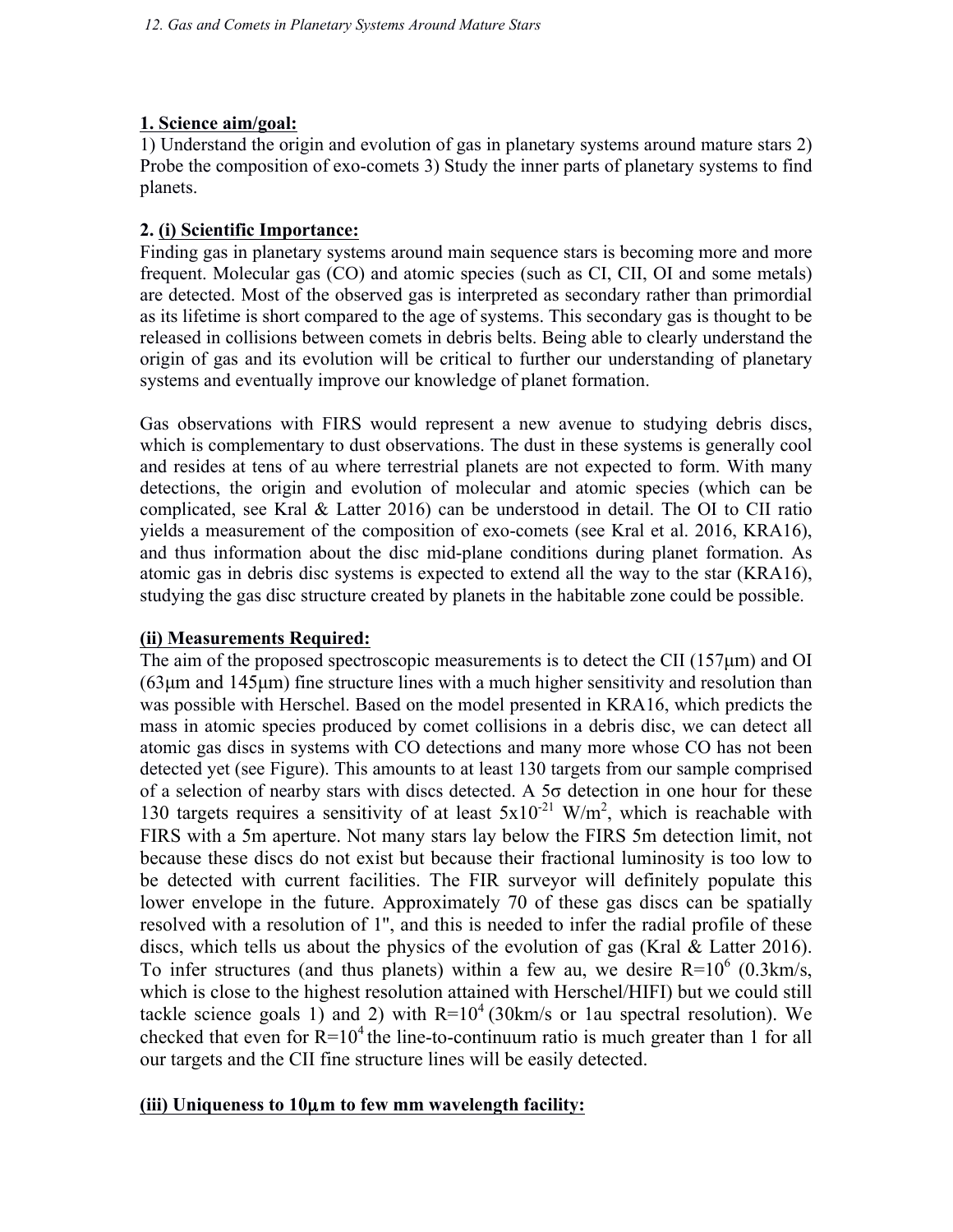**1. Science aim/goal:**

1) Understand the origin and evolution of gas in planetary systems around mature stars 2) Probe the composition of exo-comets 3) Study the inner parts of planetary systems to find planets.

**2. (i) Scientific Importance:**

Finding gas in planetary systems around main sequence stars is becoming more and more frequent. Molecular gas (CO) and atomic species (such as CI, CII, OI and some metals) are detected. Most of the observed gas is interpreted as secondary rather than primordial as its lifetime is short compared to the age of systems. This secondary gas is thought to be released in collisions between comets in debris belts. Being able to clearly understand the origin of gas and its evolution will be critical to further our understanding of planetary systems and eventually improve our knowledge of planet formation.

Gas observations with FIRS would represent a new avenue to studying debris discs, which is complementary to dust observations. The dust in these systems is generally cool and resides at tens of au where terrestrial planets are not expected to form. With many detections, the origin and evolution of molecular and atomic species (which can be complicated, see Kral & Latter 2016) can be understood in detail. The OI to CII ratio yields a measurement of the composition of exo-comets (see Kral et al. 2016, KRA16), and thus information about the disc mid-plane conditions during planet formation. As atomic gas in debris disc systems is expected to extend all the way to the star (KRA16), studying the gas disc structure created by planets in the habitable zone could be possible.

**(ii) Measurements Required:**

The aim of the proposed spectroscopic measurements is to detect the CII (157μm) and OI (63μm and 145μm) fine structure lines with a much higher sensitivity and resolution than was possible with Herschel. Based on the model presented in KRA16, which predicts the mass in atomic species produced by comet collisions in a debris disc, we can detect all atomic gas discs in systems with CO detections and many more whose CO has not been detected yet (see Figure). This amounts to at least 130 targets from our sample comprised of a selection of nearby stars with discs detected. A 5σ detection in one hour for these 130 targets requires a sensitivity of at least $5\text{x}10^{-21}$ W/m$^2$, which is reachable with FIRS with a 5m aperture. Not many stars lay below the FIRS 5m detection limit, not because these discs do not exist but because their fractional luminosity is too low to be detected with current facilities. The FIR surveyor will definitely populate this lower envelope in the future. Approximately 70 of these gas discs can be spatially resolved with a resolution of 1", and this is needed to infer the radial profile of these discs, which tells us about the physics of the evolution of gas (Kral & Latter 2016). To infer structures (and thus planets) within a few au, we desire $R=10^6$ (0.3km/s, which is close to the highest resolution attained with Herschel/HIFI) but we could still tackle science goals 1) and 2) with $R=10^4$ (30km/s or 1au spectral resolution). We checked that even for $R=10^4$ the line-to-continuum ratio is much greater than 1 for all our targets and the CII fine structure lines will be easily detected.

**(iii) Uniqueness to 10μm to few mm wavelength facility:**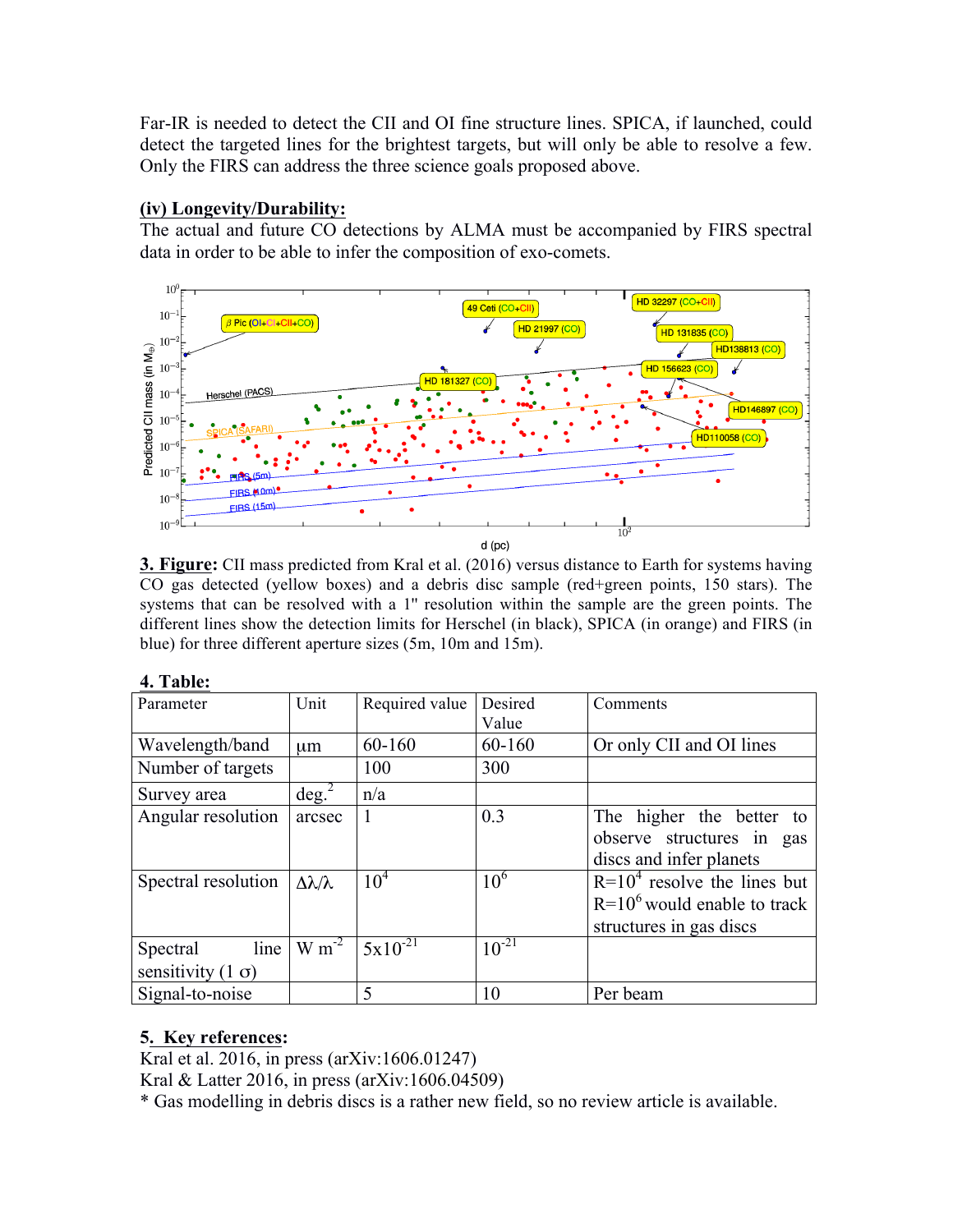Far-IR is needed to detect the CII and OI fine structure lines. SPICA, if launched, could detect the targeted lines for the brightest targets, but will only be able to resolve a few. Only the FIRS can address the three science goals proposed above.

**(iv) Longevity/Durability:**

The actual and future CO detections by ALMA must be accompanied by FIRS spectral data in order to be able to infer the composition of exo-comets.

Predicted CII mass (in $M_\oplus$)

$10^{0}$
$10^{-1}$
$10^{-2}$
$10^{-3}$
$10^{-4}$
$10^{-5}$
$10^{-6}$
$10^{-7}$
$10^{-8}$
$10^{-9}$

$10^{2}$

d (pc)

β Pic (OI+CI+CII+CO)
49 Ceti (CO+CII)
HD 21997 (CO)
HD 32297 (CO+CII)
HD 131835 (CO)
HD138813 (CO)
HD 181327 (CO)
HD 156623 (CO)
HD146897 (CO)
HD110058 (CO)
Herschel (PACS)
SPICA (SAFARI)
FIRS (5m)
FIRS (10m)
FIRS (15m)

**3. Figure:** CII mass predicted from Kral et al. (2016) versus distance to Earth for systems having CO gas detected (yellow boxes) and a debris disc sample (red+green points, 150 stars). The systems that can be resolved with a 1" resolution within the sample are the green points. The different lines show the detection limits for Herschel (in black), SPICA (in orange) and FIRS (in blue) for three different aperture sizes (5m, 10m and 15m).

**4. Table:**

| Parameter | Unit | Required value | Desired Value | Comments |
|---|---|---|---|---|
| Wavelength/band | μm | 60-160 | 60-160 | Or only CII and OI lines |
| Number of targets | | 100 | 300 | |
| Survey area | deg.$^{2}$ | n/a | | |
| Angular resolution | arcsec | 1 | 0.3 | The higher the better to observe structures in gas discs and infer planets |
| Spectral resolution | Δλ/λ | $10^{4}$ | $10^{6}$ | $R=10^{4}$ resolve the lines but $R=10^{6}$ would enable to track structures in gas discs |
| Spectral line sensitivity (1 σ) | W m$^{-2}$ | $5\times10^{-21}$ | $10^{-21}$ | |
| Signal-to-noise | | 5 | 10 | Per beam |

**5. Key references:**

Kral et al. 2016, in press (arXiv:1606.01247)

Kral & Latter 2016, in press (arXiv:1606.04509)

* Gas modelling in debris discs is a rather new field, so no review article is available.